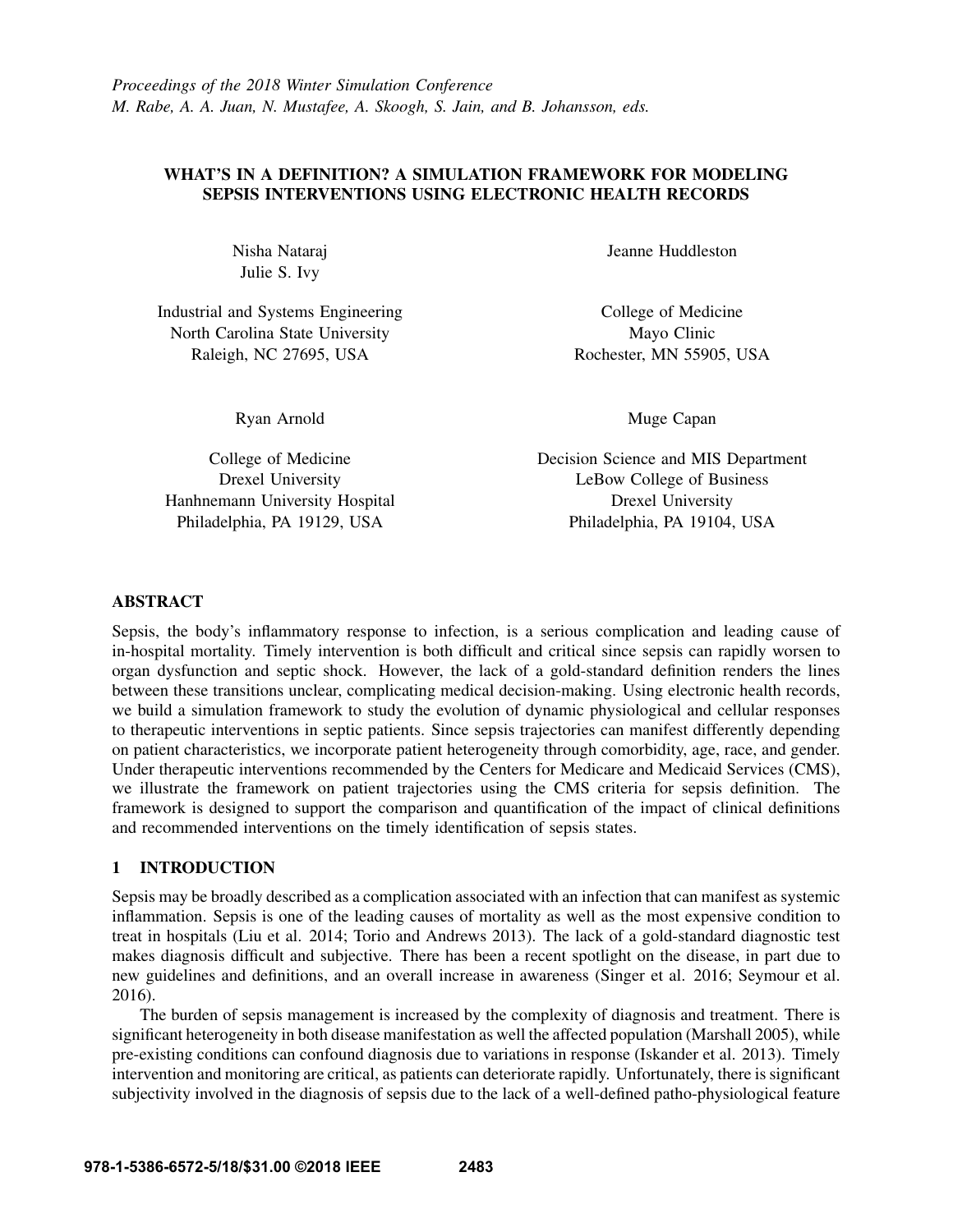*Proceedings of the 2018 Winter Simulation Conference*
*M. Rabe, A. A. Juan, N. Mustafee, A. Skoogh, S. Jain, and B. Johansson, eds.*

# WHAT'S IN A DEFINITION? A SIMULATION FRAMEWORK FOR MODELING SEPSIS INTERVENTIONS USING ELECTRONIC HEALTH RECORDS

Nisha Nataraj
Julie S. Ivy

Industrial and Systems Engineering
North Carolina State University
Raleigh, NC 27695, USA

Jeanne Huddleston

College of Medicine
Mayo Clinic
Rochester, MN 55905, USA

Ryan Arnold

College of Medicine
Drexel University
Hahnemann University Hospital
Philadelphia, PA 19129, USA

Muge Capan

Decision Science and MIS Department
LeBow College of Business
Drexel University
Philadelphia, PA 19104, USA

## ABSTRACT

Sepsis, the body's inflammatory response to infection, is a serious complication and leading cause of in-hospital mortality. Timely intervention is both difficult and critical since sepsis can rapidly worsen to organ dysfunction and septic shock. However, the lack of a gold-standard definition renders the lines between these transitions unclear, complicating medical decision-making. Using electronic health records, we build a simulation framework to study the evolution of dynamic physiological and cellular responses to therapeutic interventions in septic patients. Since sepsis trajectories can manifest differently depending on patient characteristics, we incorporate patient heterogeneity through comorbidity, age, race, and gender. Under therapeutic interventions recommended by the Centers for Medicare and Medicaid Services (CMS), we illustrate the framework on patient trajectories using the CMS criteria for sepsis definition. The framework is designed to support the comparison and quantification of the impact of clinical definitions and recommended interventions on the timely identification of sepsis states.

## 1 INTRODUCTION

Sepsis may be broadly described as a complication associated with an infection that can manifest as systemic inflammation. Sepsis is one of the leading causes of mortality as well as the most expensive condition to treat in hospitals (Liu et al. 2014; Torio and Andrews 2013). The lack of a gold-standard diagnostic test makes diagnosis difficult and subjective. There has been a recent spotlight on the disease, in part due to new guidelines and definitions, and an overall increase in awareness (Singer et al. 2016; Seymour et al. 2016).

The burden of sepsis management is increased by the complexity of diagnosis and treatment. There is significant heterogeneity in both disease manifestation as well the affected population (Marshall 2005), while pre-existing conditions can confound diagnosis due to variations in response (Iskander et al. 2013). Timely intervention and monitoring are critical, as patients can deteriorate rapidly. Unfortunately, there is significant subjectivity involved in the diagnosis of sepsis due to the lack of a well-defined patho-physiological feature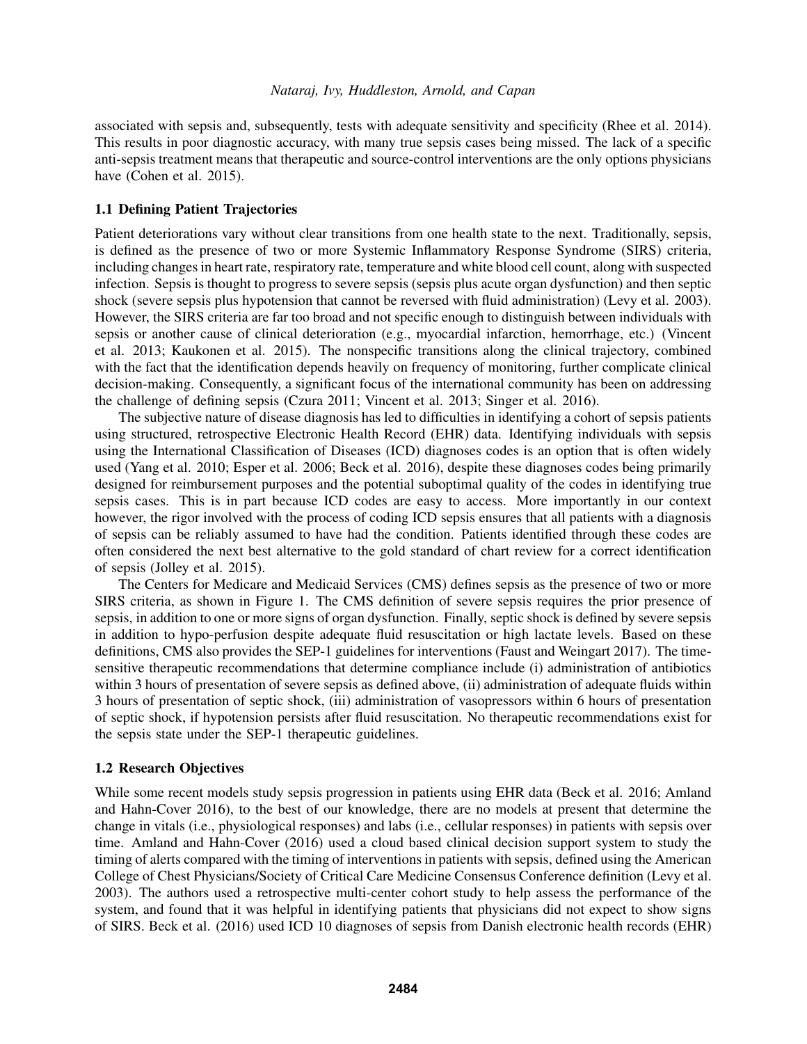associated with sepsis and, subsequently, tests with adequate sensitivity and specificity (Rhee et al. 2014). This results in poor diagnostic accuracy, with many true sepsis cases being missed. The lack of a specific anti-sepsis treatment means that therapeutic and source-control interventions are the only options physicians have (Cohen et al. 2015).

### 1.1 Defining Patient Trajectories

Patient deteriorations vary without clear transitions from one health state to the next. Traditionally, sepsis, is defined as the presence of two or more Systemic Inflammatory Response Syndrome (SIRS) criteria, including changes in heart rate, respiratory rate, temperature and white blood cell count, along with suspected infection. Sepsis is thought to progress to severe sepsis (sepsis plus acute organ dysfunction) and then septic shock (severe sepsis plus hypotension that cannot be reversed with fluid administration) (Levy et al. 2003). However, the SIRS criteria are far too broad and not specific enough to distinguish between individuals with sepsis or another cause of clinical deterioration (e.g., myocardial infarction, hemorrhage, etc.) (Vincent et al. 2013; Kaukonen et al. 2015). The nonspecific transitions along the clinical trajectory, combined with the fact that the identification depends heavily on frequency of monitoring, further complicate clinical decision-making. Consequently, a significant focus of the international community has been on addressing the challenge of defining sepsis (Czura 2011; Vincent et al. 2013; Singer et al. 2016).

The subjective nature of disease diagnosis has led to difficulties in identifying a cohort of sepsis patients using structured, retrospective Electronic Health Record (EHR) data. Identifying individuals with sepsis using the International Classification of Diseases (ICD) diagnoses codes is an option that is often widely used (Yang et al. 2010; Esper et al. 2006; Beck et al. 2016), despite these diagnoses codes being primarily designed for reimbursement purposes and the potential suboptimal quality of the codes in identifying true sepsis cases. This is in part because ICD codes are easy to access. More importantly in our context however, the rigor involved with the process of coding ICD sepsis ensures that all patients with a diagnosis of sepsis can be reliably assumed to have had the condition. Patients identified through these codes are often considered the next best alternative to the gold standard of chart review for a correct identification of sepsis (Jolley et al. 2015).

The Centers for Medicare and Medicaid Services (CMS) defines sepsis as the presence of two or more SIRS criteria, as shown in Figure 1. The CMS definition of severe sepsis requires the prior presence of sepsis, in addition to one or more signs of organ dysfunction. Finally, septic shock is defined by severe sepsis in addition to hypo-perfusion despite adequate fluid resuscitation or high lactate levels. Based on these definitions, CMS also provides the SEP-1 guidelines for interventions (Faust and Weingart 2017). The time-sensitive therapeutic recommendations that determine compliance include (i) administration of antibiotics within 3 hours of presentation of severe sepsis as defined above, (ii) administration of adequate fluids within 3 hours of presentation of septic shock, (iii) administration of vasopressors within 6 hours of presentation of septic shock, if hypotension persists after fluid resuscitation. No therapeutic recommendations exist for the sepsis state under the SEP-1 therapeutic guidelines.

### 1.2 Research Objectives

While some recent models study sepsis progression in patients using EHR data (Beck et al. 2016; Amland and Hahn-Cover 2016), to the best of our knowledge, there are no models at present that determine the change in vitals (i.e., physiological responses) and labs (i.e., cellular responses) in patients with sepsis over time. Amland and Hahn-Cover (2016) used a cloud based clinical decision support system to study the timing of alerts compared with the timing of interventions in patients with sepsis, defined using the American College of Chest Physicians/Society of Critical Care Medicine Consensus Conference definition (Levy et al. 2003). The authors used a retrospective multi-center cohort study to help assess the performance of the system, and found that it was helpful in identifying patients that physicians did not expect to show signs of SIRS. Beck et al. (2016) used ICD 10 diagnoses of sepsis from Danish electronic health records (EHR)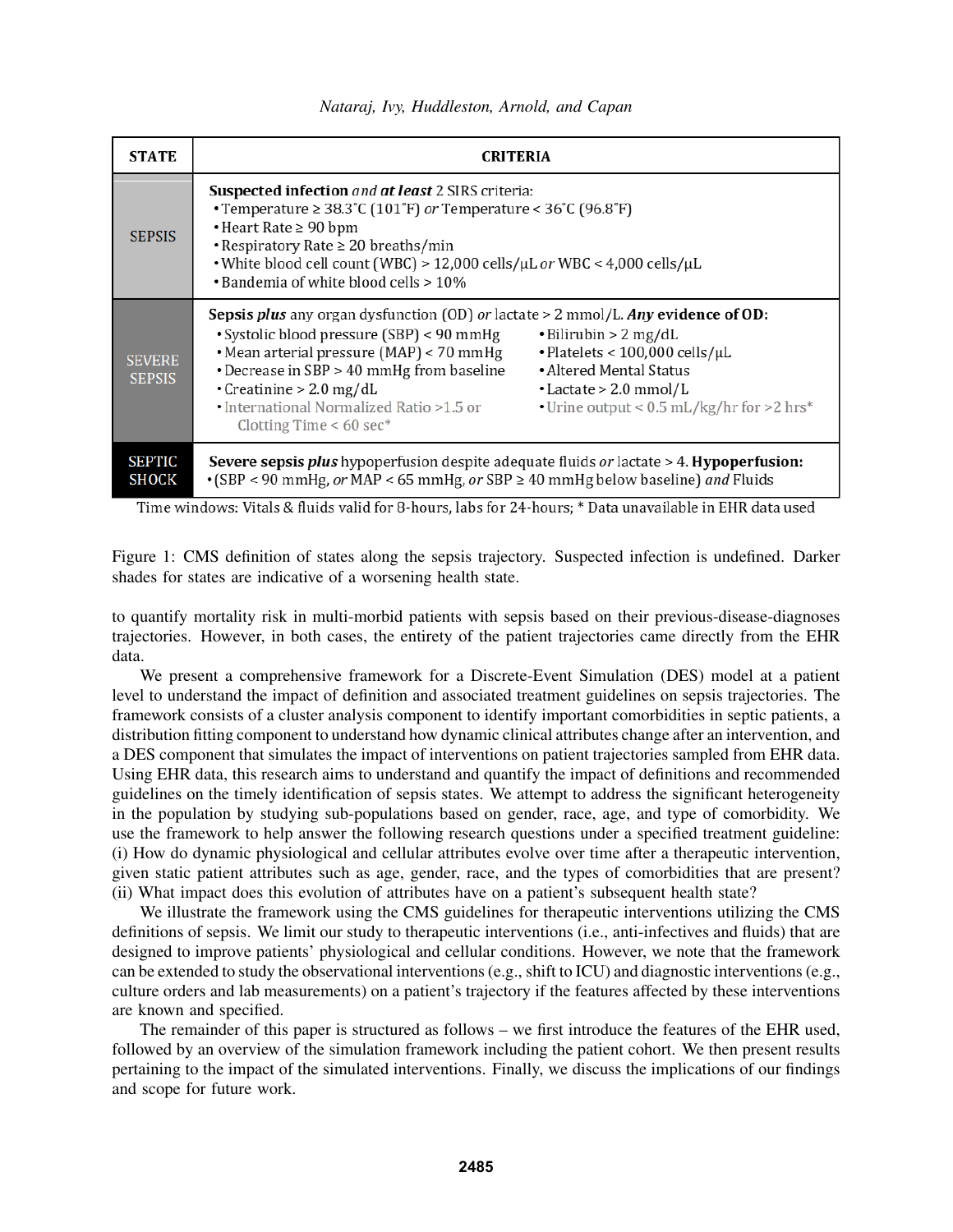| STATE | CRITERIA |
|---|---|
| SEPSIS | **Suspected infection** *and* ***at least*** 2 SIRS criteria:<br>• Temperature ≥ 38.3˚C (101˚F) *or* Temperature < 36˚C (96.8˚F)<br>• Heart Rate ≥ 90 bpm<br>• Respiratory Rate ≥ 20 breaths/min<br>• White blood cell count (WBC) > 12,000 cells/μL *or* WBC < 4,000 cells/μL<br>• Bandemia of white blood cells > 10% |
| SEVERE SEPSIS | **Sepsis** ***plus*** any organ dysfunction (OD) *or* lactate > 2 mmol/L. ***Any*** **evidence of OD:**<br>• Systolic blood pressure (SBP) < 90 mmHg<br>• Mean arterial pressure (MAP) < 70 mmHg<br>• Decrease in SBP > 40 mmHg from baseline<br>• Creatinine > 2.0 mg/dL<br>• International Normalized Ratio >1.5 or Clotting Time < 60 sec*<br>• Bilirubin > 2 mg/dL<br>• Platelets < 100,000 cells/μL<br>• Altered Mental Status<br>• Lactate > 2.0 mmol/L<br>• Urine output < 0.5 mL/kg/hr for >2 hrs* |
| SEPTIC SHOCK | **Severe sepsis** ***plus*** hypoperfusion despite adequate fluids *or* lactate > 4. **Hypoperfusion:**<br>• (SBP < 90 mmHg, *or* MAP < 65 mmHg, *or* SBP ≥ 40 mmHg below baseline) *and* Fluids |

Time windows: Vitals & fluids valid for 8-hours, labs for 24-hours; * Data unavailable in EHR data used

Figure 1: CMS definition of states along the sepsis trajectory. Suspected infection is undefined. Darker shades for states are indicative of a worsening health state.

to quantify mortality risk in multi-morbid patients with sepsis based on their previous-disease-diagnoses trajectories. However, in both cases, the entirety of the patient trajectories came directly from the EHR data.

We present a comprehensive framework for a Discrete-Event Simulation (DES) model at a patient level to understand the impact of definition and associated treatment guidelines on sepsis trajectories. The framework consists of a cluster analysis component to identify important comorbidities in septic patients, a distribution fitting component to understand how dynamic clinical attributes change after an intervention, and a DES component that simulates the impact of interventions on patient trajectories sampled from EHR data. Using EHR data, this research aims to understand and quantify the impact of definitions and recommended guidelines on the timely identification of sepsis states. We attempt to address the significant heterogeneity in the population by studying sub-populations based on gender, race, age, and type of comorbidity. We use the framework to help answer the following research questions under a specified treatment guideline: (i) How do dynamic physiological and cellular attributes evolve over time after a therapeutic intervention, given static patient attributes such as age, gender, race, and the types of comorbidities that are present? (ii) What impact does this evolution of attributes have on a patient's subsequent health state?

We illustrate the framework using the CMS guidelines for therapeutic interventions utilizing the CMS definitions of sepsis. We limit our study to therapeutic interventions (i.e., anti-infectives and fluids) that are designed to improve patients' physiological and cellular conditions. However, we note that the framework can be extended to study the observational interventions (e.g., shift to ICU) and diagnostic interventions (e.g., culture orders and lab measurements) on a patient's trajectory if the features affected by these interventions are known and specified.

The remainder of this paper is structured as follows – we first introduce the features of the EHR used, followed by an overview of the simulation framework including the patient cohort. We then present results pertaining to the impact of the simulated interventions. Finally, we discuss the implications of our findings and scope for future work.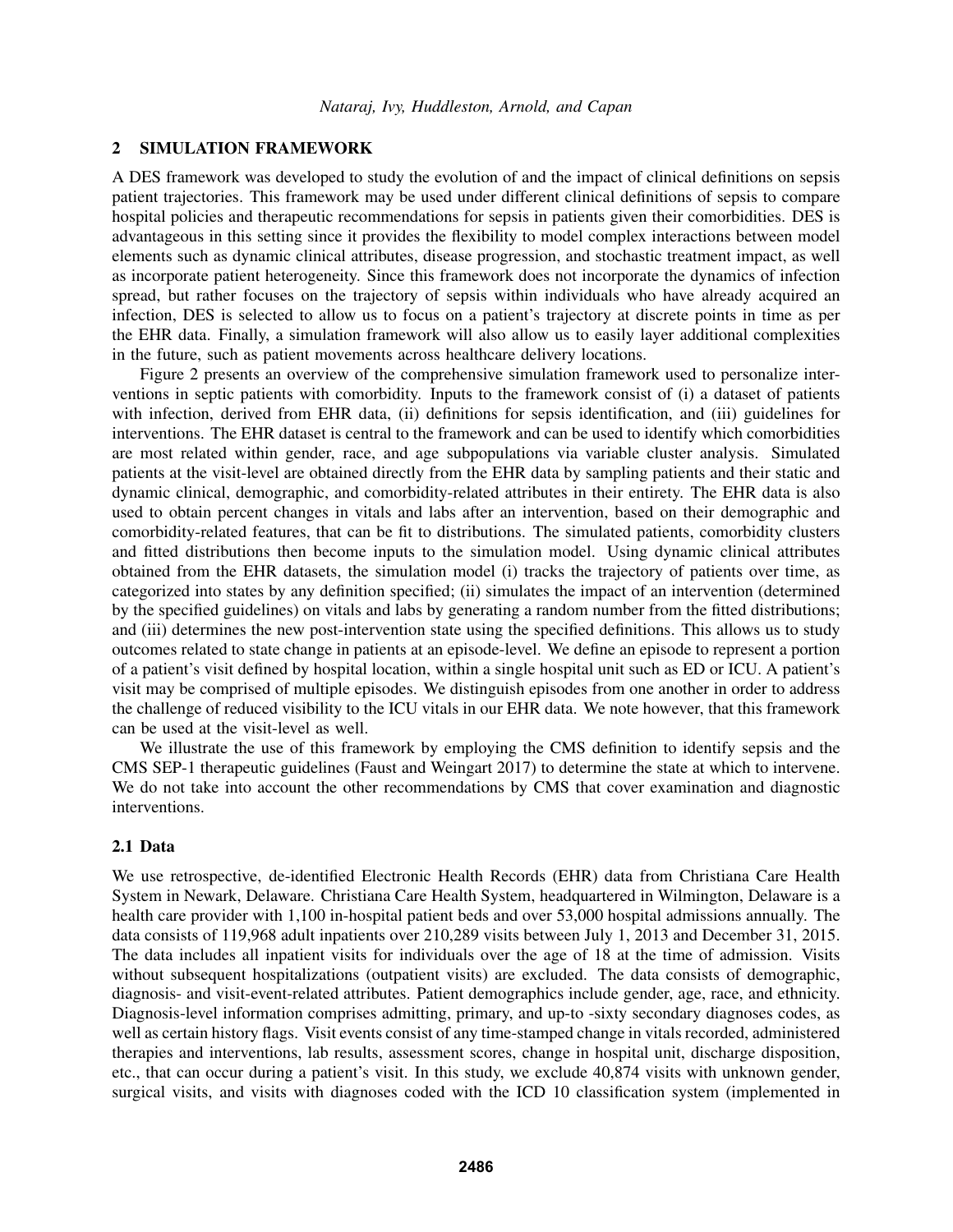## 2 SIMULATION FRAMEWORK

A DES framework was developed to study the evolution of and the impact of clinical definitions on sepsis patient trajectories. This framework may be used under different clinical definitions of sepsis to compare hospital policies and therapeutic recommendations for sepsis in patients given their comorbidities. DES is advantageous in this setting since it provides the flexibility to model complex interactions between model elements such as dynamic clinical attributes, disease progression, and stochastic treatment impact, as well as incorporate patient heterogeneity. Since this framework does not incorporate the dynamics of infection spread, but rather focuses on the trajectory of sepsis within individuals who have already acquired an infection, DES is selected to allow us to focus on a patient's trajectory at discrete points in time as per the EHR data. Finally, a simulation framework will also allow us to easily layer additional complexities in the future, such as patient movements across healthcare delivery locations.

Figure 2 presents an overview of the comprehensive simulation framework used to personalize interventions in septic patients with comorbidity. Inputs to the framework consist of (i) a dataset of patients with infection, derived from EHR data, (ii) definitions for sepsis identification, and (iii) guidelines for interventions. The EHR dataset is central to the framework and can be used to identify which comorbidities are most related within gender, race, and age subpopulations via variable cluster analysis. Simulated patients at the visit-level are obtained directly from the EHR data by sampling patients and their static and dynamic clinical, demographic, and comorbidity-related attributes in their entirety. The EHR data is also used to obtain percent changes in vitals and labs after an intervention, based on their demographic and comorbidity-related features, that can be fit to distributions. The simulated patients, comorbidity clusters and fitted distributions then become inputs to the simulation model. Using dynamic clinical attributes obtained from the EHR datasets, the simulation model (i) tracks the trajectory of patients over time, as categorized into states by any definition specified; (ii) simulates the impact of an intervention (determined by the specified guidelines) on vitals and labs by generating a random number from the fitted distributions; and (iii) determines the new post-intervention state using the specified definitions. This allows us to study outcomes related to state change in patients at an episode-level. We define an episode to represent a portion of a patient's visit defined by hospital location, within a single hospital unit such as ED or ICU. A patient's visit may be comprised of multiple episodes. We distinguish episodes from one another in order to address the challenge of reduced visibility to the ICU vitals in our EHR data. We note however, that this framework can be used at the visit-level as well.

We illustrate the use of this framework by employing the CMS definition to identify sepsis and the CMS SEP-1 therapeutic guidelines (Faust and Weingart 2017) to determine the state at which to intervene. We do not take into account the other recommendations by CMS that cover examination and diagnostic interventions.

### 2.1 Data

We use retrospective, de-identified Electronic Health Records (EHR) data from Christiana Care Health System in Newark, Delaware. Christiana Care Health System, headquartered in Wilmington, Delaware is a health care provider with 1,100 in-hospital patient beds and over 53,000 hospital admissions annually. The data consists of 119,968 adult inpatients over 210,289 visits between July 1, 2013 and December 31, 2015. The data includes all inpatient visits for individuals over the age of 18 at the time of admission. Visits without subsequent hospitalizations (outpatient visits) are excluded. The data consists of demographic, diagnosis- and visit-event-related attributes. Patient demographics include gender, age, race, and ethnicity. Diagnosis-level information comprises admitting, primary, and up-to -sixty secondary diagnoses codes, as well as certain history flags. Visit events consist of any time-stamped change in vitals recorded, administered therapies and interventions, lab results, assessment scores, change in hospital unit, discharge disposition, etc., that can occur during a patient's visit. In this study, we exclude 40,874 visits with unknown gender, surgical visits, and visits with diagnoses coded with the ICD 10 classification system (implemented in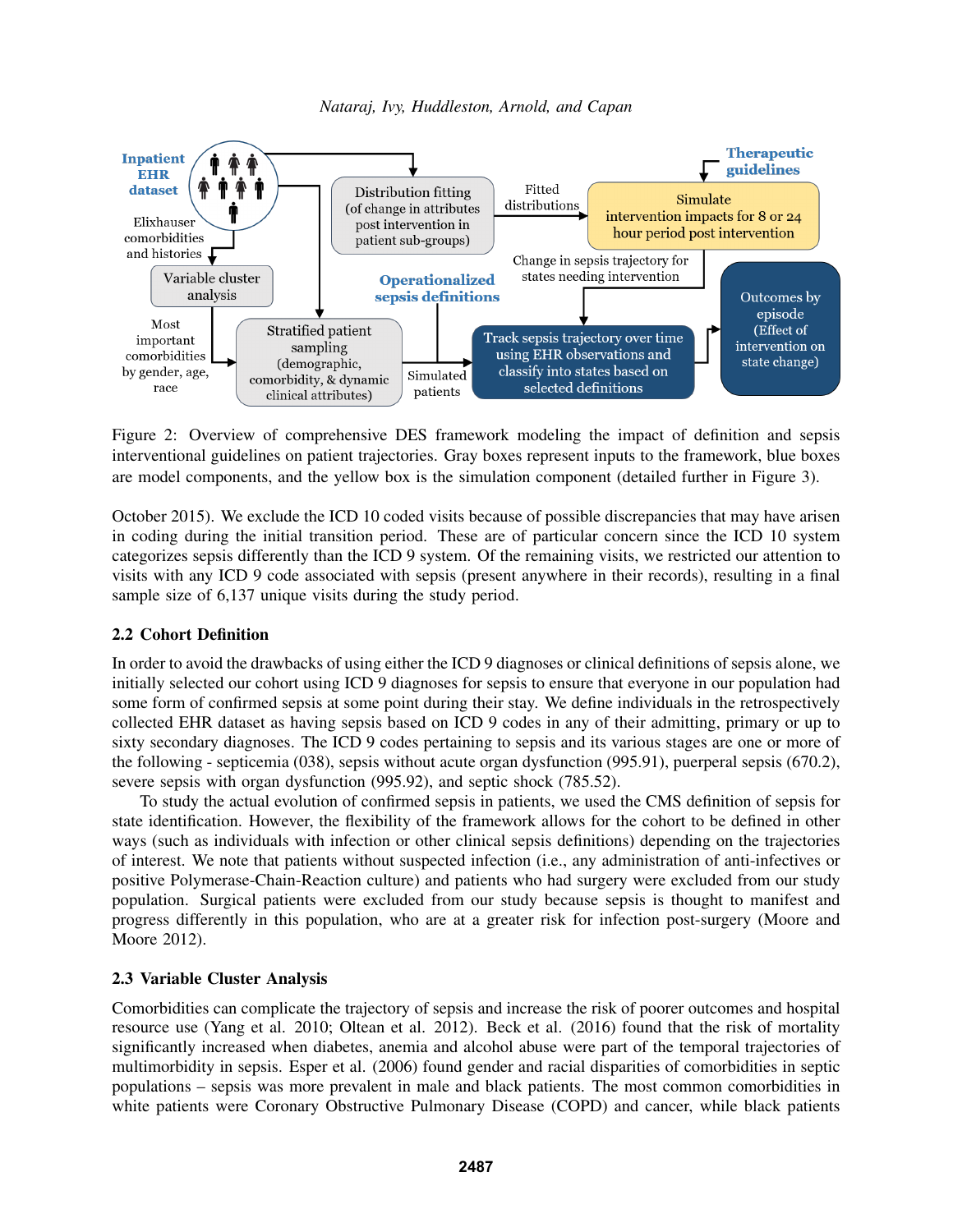Figure 2: Overview of comprehensive DES framework modeling the impact of definition and sepsis interventional guidelines on patient trajectories. Gray boxes represent inputs to the framework, blue boxes are model components, and the yellow box is the simulation component (detailed further in Figure 3).

October 2015). We exclude the ICD 10 coded visits because of possible discrepancies that may have arisen in coding during the initial transition period. These are of particular concern since the ICD 10 system categorizes sepsis differently than the ICD 9 system. Of the remaining visits, we restricted our attention to visits with any ICD 9 code associated with sepsis (present anywhere in their records), resulting in a final sample size of 6,137 unique visits during the study period.

### 2.2 Cohort Definition

In order to avoid the drawbacks of using either the ICD 9 diagnoses or clinical definitions of sepsis alone, we initially selected our cohort using ICD 9 diagnoses for sepsis to ensure that everyone in our population had some form of confirmed sepsis at some point during their stay. We define individuals in the retrospectively collected EHR dataset as having sepsis based on ICD 9 codes in any of their admitting, primary or up to sixty secondary diagnoses. The ICD 9 codes pertaining to sepsis and its various stages are one or more of the following - septicemia (038), sepsis without acute organ dysfunction (995.91), puerperal sepsis (670.2), severe sepsis with organ dysfunction (995.92), and septic shock (785.52).

To study the actual evolution of confirmed sepsis in patients, we used the CMS definition of sepsis for state identification. However, the flexibility of the framework allows for the cohort to be defined in other ways (such as individuals with infection or other clinical sepsis definitions) depending on the trajectories of interest. We note that patients without suspected infection (i.e., any administration of anti-infectives or positive Polymerase-Chain-Reaction culture) and patients who had surgery were excluded from our study population. Surgical patients were excluded from our study because sepsis is thought to manifest and progress differently in this population, who are at a greater risk for infection post-surgery (Moore and Moore 2012).

### 2.3 Variable Cluster Analysis

Comorbidities can complicate the trajectory of sepsis and increase the risk of poorer outcomes and hospital resource use (Yang et al. 2010; Oltean et al. 2012). Beck et al. (2016) found that the risk of mortality significantly increased when diabetes, anemia and alcohol abuse were part of the temporal trajectories of multimorbidity in sepsis. Esper et al. (2006) found gender and racial disparities of comorbidities in septic populations – sepsis was more prevalent in male and black patients. The most common comorbidities in white patients were Coronary Obstructive Pulmonary Disease (COPD) and cancer, while black patients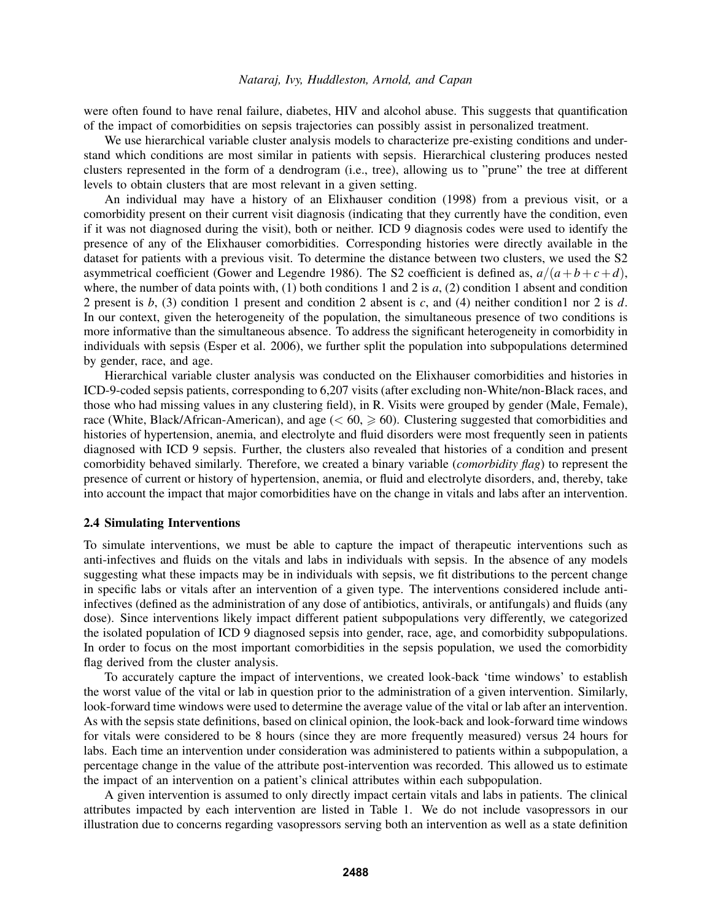were often found to have renal failure, diabetes, HIV and alcohol abuse. This suggests that quantification of the impact of comorbidities on sepsis trajectories can possibly assist in personalized treatment.

We use hierarchical variable cluster analysis models to characterize pre-existing conditions and understand which conditions are most similar in patients with sepsis. Hierarchical clustering produces nested clusters represented in the form of a dendrogram (i.e., tree), allowing us to "prune" the tree at different levels to obtain clusters that are most relevant in a given setting.

An individual may have a history of an Elixhauser condition (1998) from a previous visit, or a comorbidity present on their current visit diagnosis (indicating that they currently have the condition, even if it was not diagnosed during the visit), both or neither. ICD 9 diagnosis codes were used to identify the presence of any of the Elixhauser comorbidities. Corresponding histories were directly available in the dataset for patients with a previous visit. To determine the distance between two clusters, we used the S2 asymmetrical coefficient (Gower and Legendre 1986). The S2 coefficient is defined as, $a/(a+b+c+d)$, where, the number of data points with, (1) both conditions 1 and 2 is $a$, (2) condition 1 absent and condition 2 present is $b$, (3) condition 1 present and condition 2 absent is $c$, and (4) neither condition1 nor 2 is $d$. In our context, given the heterogeneity of the population, the simultaneous presence of two conditions is more informative than the simultaneous absence. To address the significant heterogeneity in comorbidity in individuals with sepsis (Esper et al. 2006), we further split the population into subpopulations determined by gender, race, and age.

Hierarchical variable cluster analysis was conducted on the Elixhauser comorbidities and histories in ICD-9-coded sepsis patients, corresponding to 6,207 visits (after excluding non-White/non-Black races, and those who had missing values in any clustering field), in R. Visits were grouped by gender (Male, Female), race (White, Black/African-American), and age ($< 60$, $\geqslant 60$). Clustering suggested that comorbidities and histories of hypertension, anemia, and electrolyte and fluid disorders were most frequently seen in patients diagnosed with ICD 9 sepsis. Further, the clusters also revealed that histories of a condition and present comorbidity behaved similarly. Therefore, we created a binary variable (*comorbidity flag*) to represent the presence of current or history of hypertension, anemia, or fluid and electrolyte disorders, and, thereby, take into account the impact that major comorbidities have on the change in vitals and labs after an intervention.

### 2.4 Simulating Interventions

To simulate interventions, we must be able to capture the impact of therapeutic interventions such as anti-infectives and fluids on the vitals and labs in individuals with sepsis. In the absence of any models suggesting what these impacts may be in individuals with sepsis, we fit distributions to the percent change in specific labs or vitals after an intervention of a given type. The interventions considered include anti-infectives (defined as the administration of any dose of antibiotics, antivirals, or antifungals) and fluids (any dose). Since interventions likely impact different patient subpopulations very differently, we categorized the isolated population of ICD 9 diagnosed sepsis into gender, race, age, and comorbidity subpopulations. In order to focus on the most important comorbidities in the sepsis population, we used the comorbidity flag derived from the cluster analysis.

To accurately capture the impact of interventions, we created look-back 'time windows' to establish the worst value of the vital or lab in question prior to the administration of a given intervention. Similarly, look-forward time windows were used to determine the average value of the vital or lab after an intervention. As with the sepsis state definitions, based on clinical opinion, the look-back and look-forward time windows for vitals were considered to be 8 hours (since they are more frequently measured) versus 24 hours for labs. Each time an intervention under consideration was administered to patients within a subpopulation, a percentage change in the value of the attribute post-intervention was recorded. This allowed us to estimate the impact of an intervention on a patient's clinical attributes within each subpopulation.

A given intervention is assumed to only directly impact certain vitals and labs in patients. The clinical attributes impacted by each intervention are listed in Table 1. We do not include vasopressors in our illustration due to concerns regarding vasopressors serving both an intervention as well as a state definition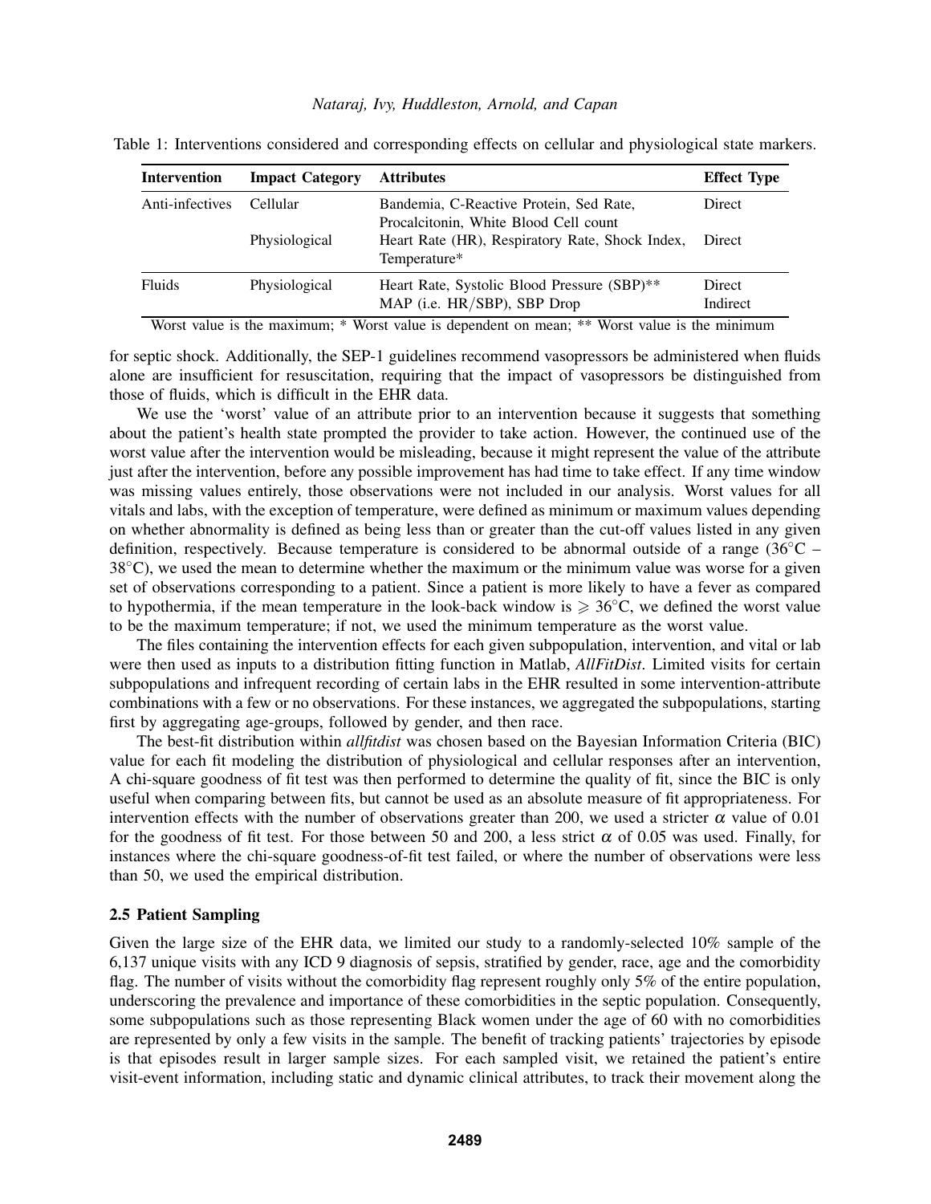Table 1: Interventions considered and corresponding effects on cellular and physiological state markers.

| Intervention | Impact Category | Attributes | Effect Type |
|---|---|---|---|
| Anti-infectives | Cellular | Bandemia, C-Reactive Protein, Sed Rate, Procalcitonin, White Blood Cell count | Direct |
| | Physiological | Heart Rate (HR), Respiratory Rate, Shock Index, Temperature* | Direct |
| Fluids | Physiological | Heart Rate, Systolic Blood Pressure (SBP)** | Direct |
| | | MAP (i.e. HR/SBP), SBP Drop | Indirect |

Worst value is the maximum; * Worst value is dependent on mean; ** Worst value is the minimum

for septic shock. Additionally, the SEP-1 guidelines recommend vasopressors be administered when fluids alone are insufficient for resuscitation, requiring that the impact of vasopressors be distinguished from those of fluids, which is difficult in the EHR data.

We use the 'worst' value of an attribute prior to an intervention because it suggests that something about the patient's health state prompted the provider to take action. However, the continued use of the worst value after the intervention would be misleading, because it might represent the value of the attribute just after the intervention, before any possible improvement has had time to take effect. If any time window was missing values entirely, those observations were not included in our analysis. Worst values for all vitals and labs, with the exception of temperature, were defined as minimum or maximum values depending on whether abnormality is defined as being less than or greater than the cut-off values listed in any given definition, respectively. Because temperature is considered to be abnormal outside of a range (36°C – 38°C), we used the mean to determine whether the maximum or the minimum value was worse for a given set of observations corresponding to a patient. Since a patient is more likely to have a fever as compared to hypothermia, if the mean temperature in the look-back window is $\geqslant$ 36°C, we defined the worst value to be the maximum temperature; if not, we used the minimum temperature as the worst value.

The files containing the intervention effects for each given subpopulation, intervention, and vital or lab were then used as inputs to a distribution fitting function in Matlab, *AllFitDist*. Limited visits for certain subpopulations and infrequent recording of certain labs in the EHR resulted in some intervention-attribute combinations with a few or no observations. For these instances, we aggregated the subpopulations, starting first by aggregating age-groups, followed by gender, and then race.

The best-fit distribution within *allfitdist* was chosen based on the Bayesian Information Criteria (BIC) value for each fit modeling the distribution of physiological and cellular responses after an intervention, A chi-square goodness of fit test was then performed to determine the quality of fit, since the BIC is only useful when comparing between fits, but cannot be used as an absolute measure of fit appropriateness. For intervention effects with the number of observations greater than 200, we used a stricter $\alpha$ value of 0.01 for the goodness of fit test. For those between 50 and 200, a less strict $\alpha$ of 0.05 was used. Finally, for instances where the chi-square goodness-of-fit test failed, or where the number of observations were less than 50, we used the empirical distribution.

### 2.5 Patient Sampling

Given the large size of the EHR data, we limited our study to a randomly-selected 10% sample of the 6,137 unique visits with any ICD 9 diagnosis of sepsis, stratified by gender, race, age and the comorbidity flag. The number of visits without the comorbidity flag represent roughly only 5% of the entire population, underscoring the prevalence and importance of these comorbidities in the septic population. Consequently, some subpopulations such as those representing Black women under the age of 60 with no comorbidities are represented by only a few visits in the sample. The benefit of tracking patients' trajectories by episode is that episodes result in larger sample sizes. For each sampled visit, we retained the patient's entire visit-event information, including static and dynamic clinical attributes, to track their movement along the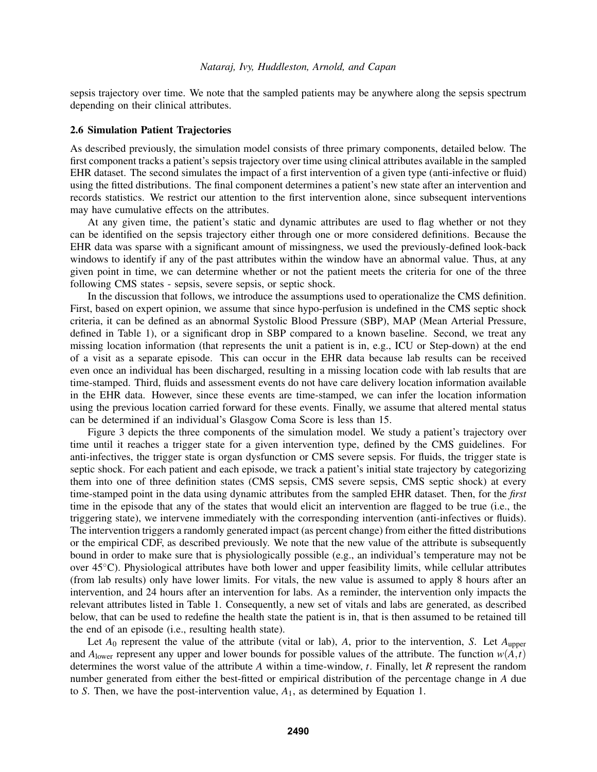sepsis trajectory over time. We note that the sampled patients may be anywhere along the sepsis spectrum depending on their clinical attributes.

### 2.6 Simulation Patient Trajectories

As described previously, the simulation model consists of three primary components, detailed below. The first component tracks a patient's sepsis trajectory over time using clinical attributes available in the sampled EHR dataset. The second simulates the impact of a first intervention of a given type (anti-infective or fluid) using the fitted distributions. The final component determines a patient's new state after an intervention and records statistics. We restrict our attention to the first intervention alone, since subsequent interventions may have cumulative effects on the attributes.

At any given time, the patient's static and dynamic attributes are used to flag whether or not they can be identified on the sepsis trajectory either through one or more considered definitions. Because the EHR data was sparse with a significant amount of missingness, we used the previously-defined look-back windows to identify if any of the past attributes within the window have an abnormal value. Thus, at any given point in time, we can determine whether or not the patient meets the criteria for one of the three following CMS states - sepsis, severe sepsis, or septic shock.

In the discussion that follows, we introduce the assumptions used to operationalize the CMS definition. First, based on expert opinion, we assume that since hypo-perfusion is undefined in the CMS septic shock criteria, it can be defined as an abnormal Systolic Blood Pressure (SBP), MAP (Mean Arterial Pressure, defined in Table 1), or a significant drop in SBP compared to a known baseline. Second, we treat any missing location information (that represents the unit a patient is in, e.g., ICU or Step-down) at the end of a visit as a separate episode. This can occur in the EHR data because lab results can be received even once an individual has been discharged, resulting in a missing location code with lab results that are time-stamped. Third, fluids and assessment events do not have care delivery location information available in the EHR data. However, since these events are time-stamped, we can infer the location information using the previous location carried forward for these events. Finally, we assume that altered mental status can be determined if an individual's Glasgow Coma Score is less than 15.

Figure 3 depicts the three components of the simulation model. We study a patient's trajectory over time until it reaches a trigger state for a given intervention type, defined by the CMS guidelines. For anti-infectives, the trigger state is organ dysfunction or CMS severe sepsis. For fluids, the trigger state is septic shock. For each patient and each episode, we track a patient's initial state trajectory by categorizing them into one of three definition states (CMS sepsis, CMS severe sepsis, CMS septic shock) at every time-stamped point in the data using dynamic attributes from the sampled EHR dataset. Then, for the *first* time in the episode that any of the states that would elicit an intervention are flagged to be true (i.e., the triggering state), we intervene immediately with the corresponding intervention (anti-infectives or fluids). The intervention triggers a randomly generated impact (as percent change) from either the fitted distributions or the empirical CDF, as described previously. We note that the new value of the attribute is subsequently bound in order to make sure that is physiologically possible (e.g., an individual's temperature may not be over 45°C). Physiological attributes have both lower and upper feasibility limits, while cellular attributes (from lab results) only have lower limits. For vitals, the new value is assumed to apply 8 hours after an intervention, and 24 hours after an intervention for labs. As a reminder, the intervention only impacts the relevant attributes listed in Table 1. Consequently, a new set of vitals and labs are generated, as described below, that can be used to redefine the health state the patient is in, that is then assumed to be retained till the end of an episode (i.e., resulting health state).

Let $A_0$ represent the value of the attribute (vital or lab), $A$, prior to the intervention, $S$. Let $A_{\text{upper}}$ and $A_{\text{lower}}$ represent any upper and lower bounds for possible values of the attribute. The function $w(A,t)$ determines the worst value of the attribute $A$ within a time-window, $t$. Finally, let $R$ represent the random number generated from either the best-fitted or empirical distribution of the percentage change in $A$ due to $S$. Then, we have the post-intervention value, $A_1$, as determined by Equation 1.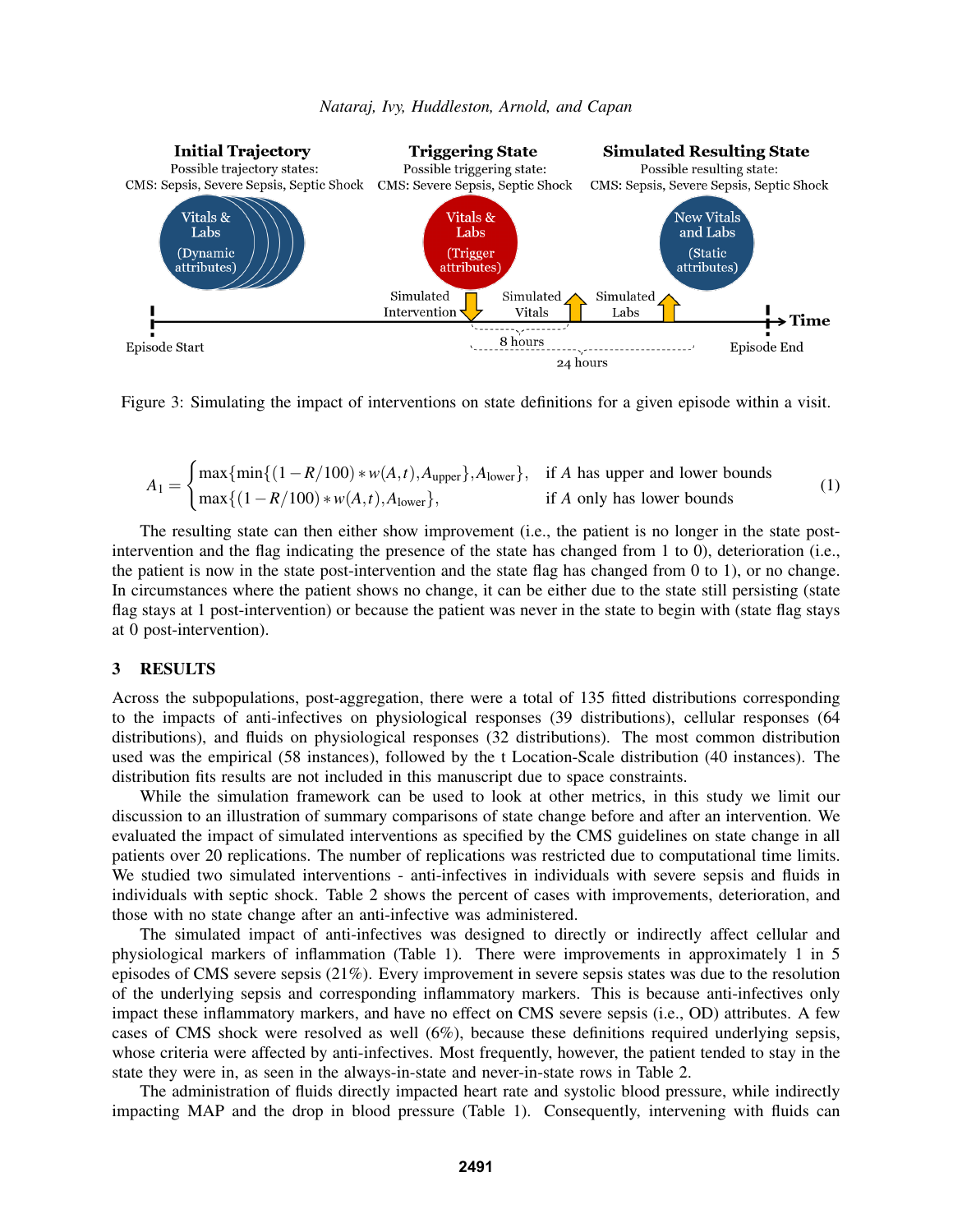Figure 3: Simulating the impact of interventions on state definitions for a given episode within a visit.

$$A_1 = \begin{cases} \max\{\min\{(1-R/100) * w(A,t), A_{\text{upper}}\}, A_{\text{lower}}\}, & \text{if } A \text{ has upper and lower bounds} \\ \max\{(1-R/100) * w(A,t), A_{\text{lower}}\}, & \text{if } A \text{ only has lower bounds} \end{cases} \tag{1}$$

The resulting state can then either show improvement (i.e., the patient is no longer in the state post-intervention and the flag indicating the presence of the state has changed from 1 to 0), deterioration (i.e., the patient is now in the state post-intervention and the state flag has changed from 0 to 1), or no change. In circumstances where the patient shows no change, it can be either due to the state still persisting (state flag stays at 1 post-intervention) or because the patient was never in the state to begin with (state flag stays at 0 post-intervention).

## 3 RESULTS

Across the subpopulations, post-aggregation, there were a total of 135 fitted distributions corresponding to the impacts of anti-infectives on physiological responses (39 distributions), cellular responses (64 distributions), and fluids on physiological responses (32 distributions). The most common distribution used was the empirical (58 instances), followed by the t Location-Scale distribution (40 instances). The distribution fits results are not included in this manuscript due to space constraints.

While the simulation framework can be used to look at other metrics, in this study we limit our discussion to an illustration of summary comparisons of state change before and after an intervention. We evaluated the impact of simulated interventions as specified by the CMS guidelines on state change in all patients over 20 replications. The number of replications was restricted due to computational time limits. We studied two simulated interventions - anti-infectives in individuals with severe sepsis and fluids in individuals with septic shock. Table 2 shows the percent of cases with improvements, deterioration, and those with no state change after an anti-infective was administered.

The simulated impact of anti-infectives was designed to directly or indirectly affect cellular and physiological markers of inflammation (Table 1). There were improvements in approximately 1 in 5 episodes of CMS severe sepsis (21%). Every improvement in severe sepsis states was due to the resolution of the underlying sepsis and corresponding inflammatory markers. This is because anti-infectives only impact these inflammatory markers, and have no effect on CMS severe sepsis (i.e., OD) attributes. A few cases of CMS shock were resolved as well (6%), because these definitions required underlying sepsis, whose criteria were affected by anti-infectives. Most frequently, however, the patient tended to stay in the state they were in, as seen in the always-in-state and never-in-state rows in Table 2.

The administration of fluids directly impacted heart rate and systolic blood pressure, while indirectly impacting MAP and the drop in blood pressure (Table 1). Consequently, intervening with fluids can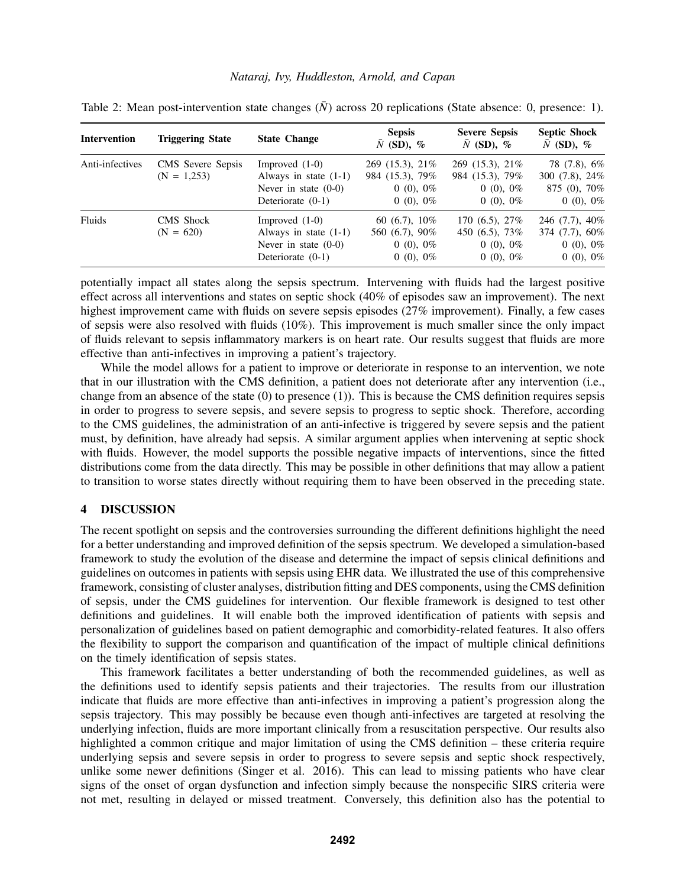Table 2: Mean post-intervention state changes ($\bar{N}$) across 20 replications (State absence: 0, presence: 1).

| Intervention | Triggering State | State Change | Sepsis $\bar{N}$ (SD), % | Severe Sepsis $\bar{N}$ (SD), % | Septic Shock $\bar{N}$ (SD), % |
| --- | --- | --- | --- | --- | --- |
| Anti-infectives | CMS Severe Sepsis (N = 1,253) | Improved (1-0) | 269 (15.3), 21% | 269 (15.3), 21% | 78 (7.8), 6% |
| | | Always in state (1-1) | 984 (15.3), 79% | 984 (15.3), 79% | 300 (7.8), 24% |
| | | Never in state (0-0) | 0 (0), 0% | 0 (0), 0% | 875 (0), 70% |
| | | Deteriorate (0-1) | 0 (0), 0% | 0 (0), 0% | 0 (0), 0% |
| Fluids | CMS Shock (N = 620) | Improved (1-0) | 60 (6.7), 10% | 170 (6.5), 27% | 246 (7.7), 40% |
| | | Always in state (1-1) | 560 (6.7), 90% | 450 (6.5), 73% | 374 (7.7), 60% |
| | | Never in state (0-0) | 0 (0), 0% | 0 (0), 0% | 0 (0), 0% |
| | | Deteriorate (0-1) | 0 (0), 0% | 0 (0), 0% | 0 (0), 0% |

potentially impact all states along the sepsis spectrum. Intervening with fluids had the largest positive effect across all interventions and states on septic shock (40% of episodes saw an improvement). The next highest improvement came with fluids on severe sepsis episodes (27% improvement). Finally, a few cases of sepsis were also resolved with fluids (10%). This improvement is much smaller since the only impact of fluids relevant to sepsis inflammatory markers is on heart rate. Our results suggest that fluids are more effective than anti-infectives in improving a patient's trajectory.

While the model allows for a patient to improve or deteriorate in response to an intervention, we note that in our illustration with the CMS definition, a patient does not deteriorate after any intervention (i.e., change from an absence of the state (0) to presence (1)). This is because the CMS definition requires sepsis in order to progress to severe sepsis, and severe sepsis to progress to septic shock. Therefore, according to the CMS guidelines, the administration of an anti-infective is triggered by severe sepsis and the patient must, by definition, have already had sepsis. A similar argument applies when intervening at septic shock with fluids. However, the model supports the possible negative impacts of interventions, since the fitted distributions come from the data directly. This may be possible in other definitions that may allow a patient to transition to worse states directly without requiring them to have been observed in the preceding state.

## 4 DISCUSSION

The recent spotlight on sepsis and the controversies surrounding the different definitions highlight the need for a better understanding and improved definition of the sepsis spectrum. We developed a simulation-based framework to study the evolution of the disease and determine the impact of sepsis clinical definitions and guidelines on outcomes in patients with sepsis using EHR data. We illustrated the use of this comprehensive framework, consisting of cluster analyses, distribution fitting and DES components, using the CMS definition of sepsis, under the CMS guidelines for intervention. Our flexible framework is designed to test other definitions and guidelines. It will enable both the improved identification of patients with sepsis and personalization of guidelines based on patient demographic and comorbidity-related features. It also offers the flexibility to support the comparison and quantification of the impact of multiple clinical definitions on the timely identification of sepsis states.

This framework facilitates a better understanding of both the recommended guidelines, as well as the definitions used to identify sepsis patients and their trajectories. The results from our illustration indicate that fluids are more effective than anti-infectives in improving a patient's progression along the sepsis trajectory. This may possibly be because even though anti-infectives are targeted at resolving the underlying infection, fluids are more important clinically from a resuscitation perspective. Our results also highlighted a common critique and major limitation of using the CMS definition – these criteria require underlying sepsis and severe sepsis in order to progress to severe sepsis and septic shock respectively, unlike some newer definitions (Singer et al. 2016). This can lead to missing patients who have clear signs of the onset of organ dysfunction and infection simply because the nonspecific SIRS criteria were not met, resulting in delayed or missed treatment. Conversely, this definition also has the potential to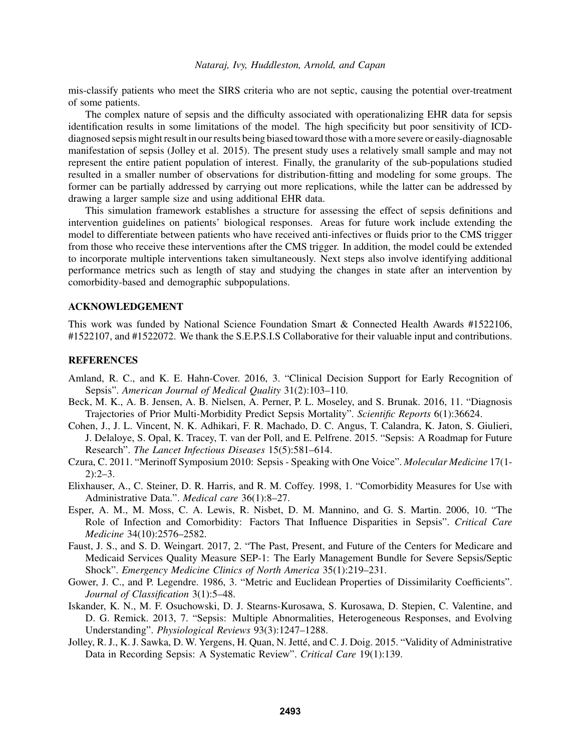mis-classify patients who meet the SIRS criteria who are not septic, causing the potential over-treatment of some patients.

The complex nature of sepsis and the difficulty associated with operationalizing EHR data for sepsis identification results in some limitations of the model. The high specificity but poor sensitivity of ICD-diagnosed sepsis might result in our results being biased toward those with a more severe or easily-diagnosable manifestation of sepsis (Jolley et al. 2015). The present study uses a relatively small sample and may not represent the entire patient population of interest. Finally, the granularity of the sub-populations studied resulted in a smaller number of observations for distribution-fitting and modeling for some groups. The former can be partially addressed by carrying out more replications, while the latter can be addressed by drawing a larger sample size and using additional EHR data.

This simulation framework establishes a structure for assessing the effect of sepsis definitions and intervention guidelines on patients' biological responses. Areas for future work include extending the model to differentiate between patients who have received anti-infectives or fluids prior to the CMS trigger from those who receive these interventions after the CMS trigger. In addition, the model could be extended to incorporate multiple interventions taken simultaneously. Next steps also involve identifying additional performance metrics such as length of stay and studying the changes in state after an intervention by comorbidity-based and demographic subpopulations.

## ACKNOWLEDGEMENT

This work was funded by National Science Foundation Smart & Connected Health Awards #1522106, #1522107, and #1522072. We thank the S.E.P.S.I.S Collaborative for their valuable input and contributions.

## REFERENCES

Amland, R. C., and K. E. Hahn-Cover. 2016, 3. "Clinical Decision Support for Early Recognition of Sepsis". *American Journal of Medical Quality* 31(2):103–110.

Beck, M. K., A. B. Jensen, A. B. Nielsen, A. Perner, P. L. Moseley, and S. Brunak. 2016, 11. "Diagnosis Trajectories of Prior Multi-Morbidity Predict Sepsis Mortality". *Scientific Reports* 6(1):36624.

Cohen, J., J. L. Vincent, N. K. Adhikari, F. R. Machado, D. C. Angus, T. Calandra, K. Jaton, S. Giulieri, J. Delaloye, S. Opal, K. Tracey, T. van der Poll, and E. Pelfrene. 2015. "Sepsis: A Roadmap for Future Research". *The Lancet Infectious Diseases* 15(5):581–614.

Czura, C. 2011. "Merinoff Symposium 2010: Sepsis - Speaking with One Voice". *Molecular Medicine* 17(1-2):2–3.

Elixhauser, A., C. Steiner, D. R. Harris, and R. M. Coffey. 1998, 1. "Comorbidity Measures for Use with Administrative Data.". *Medical care* 36(1):8–27.

Esper, A. M., M. Moss, C. A. Lewis, R. Nisbet, D. M. Mannino, and G. S. Martin. 2006, 10. "The Role of Infection and Comorbidity: Factors That Influence Disparities in Sepsis". *Critical Care Medicine* 34(10):2576–2582.

Faust, J. S., and S. D. Weingart. 2017, 2. "The Past, Present, and Future of the Centers for Medicare and Medicaid Services Quality Measure SEP-1: The Early Management Bundle for Severe Sepsis/Septic Shock". *Emergency Medicine Clinics of North America* 35(1):219–231.

Gower, J. C., and P. Legendre. 1986, 3. "Metric and Euclidean Properties of Dissimilarity Coefficients". *Journal of Classification* 3(1):5–48.

Iskander, K. N., M. F. Osuchowski, D. J. Stearns-Kurosawa, S. Kurosawa, D. Stepien, C. Valentine, and D. G. Remick. 2013, 7. "Sepsis: Multiple Abnormalities, Heterogeneous Responses, and Evolving Understanding". *Physiological Reviews* 93(3):1247–1288.

Jolley, R. J., K. J. Sawka, D. W. Yergens, H. Quan, N. Jetté, and C. J. Doig. 2015. "Validity of Administrative Data in Recording Sepsis: A Systematic Review". *Critical Care* 19(1):139.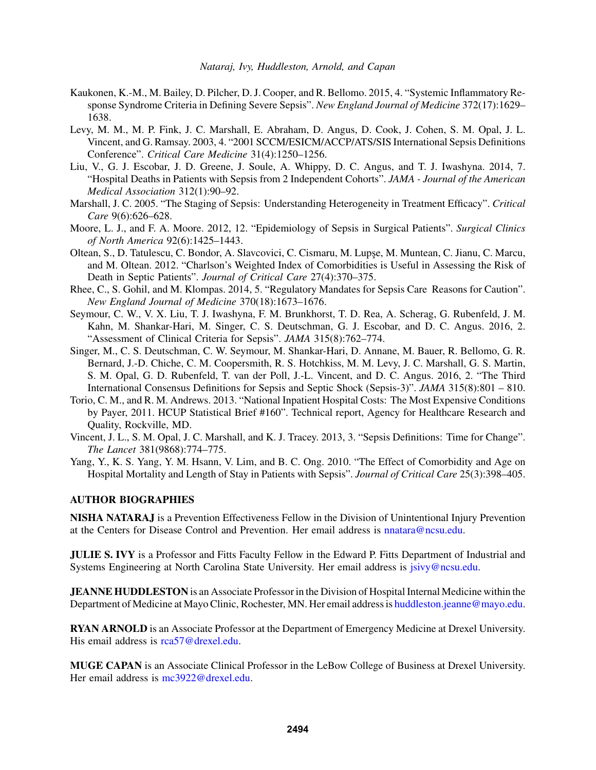Kaukonen, K.-M., M. Bailey, D. Pilcher, D. J. Cooper, and R. Bellomo. 2015, 4. "Systemic Inflammatory Response Syndrome Criteria in Defining Severe Sepsis". *New England Journal of Medicine* 372(17):1629–1638.

Levy, M. M., M. P. Fink, J. C. Marshall, E. Abraham, D. Angus, D. Cook, J. Cohen, S. M. Opal, J. L. Vincent, and G. Ramsay. 2003, 4. "2001 SCCM/ESICM/ACCP/ATS/SIS International Sepsis Definitions Conference". *Critical Care Medicine* 31(4):1250–1256.

Liu, V., G. J. Escobar, J. D. Greene, J. Soule, A. Whippy, D. C. Angus, and T. J. Iwashyna. 2014, 7. "Hospital Deaths in Patients with Sepsis from 2 Independent Cohorts". *JAMA - Journal of the American Medical Association* 312(1):90–92.

Marshall, J. C. 2005. "The Staging of Sepsis: Understanding Heterogeneity in Treatment Efficacy". *Critical Care* 9(6):626–628.

Moore, L. J., and F. A. Moore. 2012, 12. "Epidemiology of Sepsis in Surgical Patients". *Surgical Clinics of North America* 92(6):1425–1443.

Oltean, S., D. Tatulescu, C. Bondor, A. Slavcovici, C. Cismaru, M. Lupşe, M. Muntean, C. Jianu, C. Marcu, and M. Oltean. 2012. "Charlson's Weighted Index of Comorbidities is Useful in Assessing the Risk of Death in Septic Patients". *Journal of Critical Care* 27(4):370–375.

Rhee, C., S. Gohil, and M. Klompas. 2014, 5. "Regulatory Mandates for Sepsis Care Reasons for Caution". *New England Journal of Medicine* 370(18):1673–1676.

Seymour, C. W., V. X. Liu, T. J. Iwashyna, F. M. Brunkhorst, T. D. Rea, A. Scherag, G. Rubenfeld, J. M. Kahn, M. Shankar-Hari, M. Singer, C. S. Deutschman, G. J. Escobar, and D. C. Angus. 2016, 2. "Assessment of Clinical Criteria for Sepsis". *JAMA* 315(8):762–774.

Singer, M., C. S. Deutschman, C. W. Seymour, M. Shankar-Hari, D. Annane, M. Bauer, R. Bellomo, G. R. Bernard, J.-D. Chiche, C. M. Coopersmith, R. S. Hotchkiss, M. M. Levy, J. C. Marshall, G. S. Martin, S. M. Opal, G. D. Rubenfeld, T. van der Poll, J.-L. Vincent, and D. C. Angus. 2016, 2. "The Third International Consensus Definitions for Sepsis and Septic Shock (Sepsis-3)". *JAMA* 315(8):801 – 810.

Torio, C. M., and R. M. Andrews. 2013. "National Inpatient Hospital Costs: The Most Expensive Conditions by Payer, 2011. HCUP Statistical Brief #160". Technical report, Agency for Healthcare Research and Quality, Rockville, MD.

Vincent, J. L., S. M. Opal, J. C. Marshall, and K. J. Tracey. 2013, 3. "Sepsis Definitions: Time for Change". *The Lancet* 381(9868):774–775.

Yang, Y., K. S. Yang, Y. M. Hsann, V. Lim, and B. C. Ong. 2010. "The Effect of Comorbidity and Age on Hospital Mortality and Length of Stay in Patients with Sepsis". *Journal of Critical Care* 25(3):398–405.

## AUTHOR BIOGRAPHIES

**NISHA NATARAJ** is a Prevention Effectiveness Fellow in the Division of Unintentional Injury Prevention at the Centers for Disease Control and Prevention. Her email address is nnatara@ncsu.edu.

**JULIE S. IVY** is a Professor and Fitts Faculty Fellow in the Edward P. Fitts Department of Industrial and Systems Engineering at North Carolina State University. Her email address is jsivy@ncsu.edu.

**JEANNE HUDDLESTON** is an Associate Professor in the Division of Hospital Internal Medicine within the Department of Medicine at Mayo Clinic, Rochester, MN. Her email address is huddleston.jeanne@mayo.edu.

**RYAN ARNOLD** is an Associate Professor at the Department of Emergency Medicine at Drexel University. His email address is rca57@drexel.edu.

**MUGE CAPAN** is an Associate Clinical Professor in the LeBow College of Business at Drexel University. Her email address is mc3922@drexel.edu.